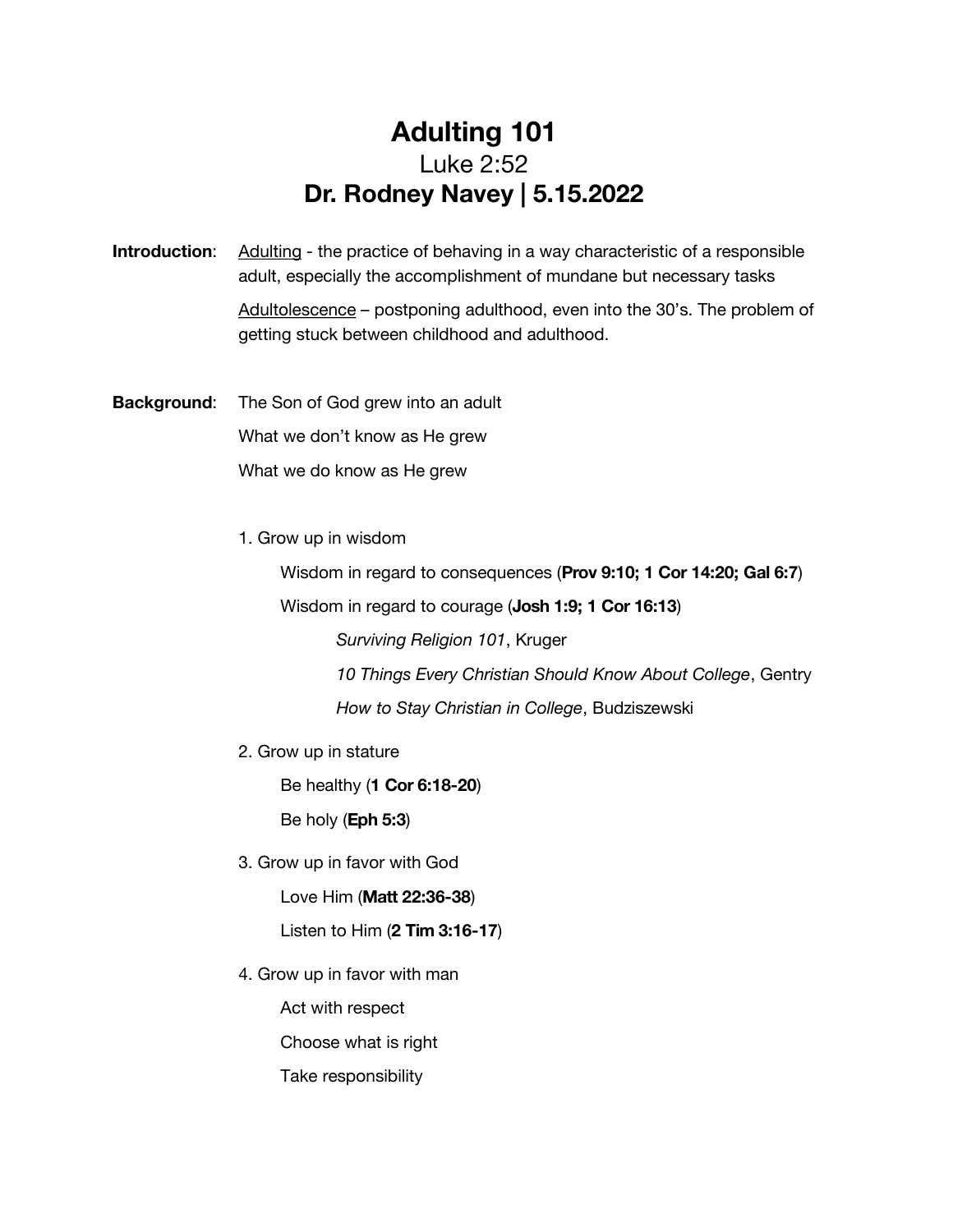# Adulting 101

## Luke 2:52

## Dr. Rodney Navey | 5.15.2022

**Introduction**: Adulting - the practice of behaving in a way characteristic of a responsible adult, especially the accomplishment of mundane but necessary tasks

Adultolescence – postponing adulthood, even into the 30's. The problem of getting stuck between childhood and adulthood.

**Background**: The Son of God grew into an adult

What we don't know as He grew

What we do know as He grew

1. Grow up in wisdom
    - Wisdom in regard to consequences (**Prov 9:10; 1 Cor 14:20; Gal 6:7**)
    - Wisdom in regard to courage (**Josh 1:9; 1 Cor 16:13**)
        - *Surviving Religion 101*, Kruger
        - *10 Things Every Christian Should Know About College*, Gentry
        - *How to Stay Christian in College*, Budziszewski
2. Grow up in stature
    - Be healthy (**1 Cor 6:18-20**)
    - Be holy (**Eph 5:3**)
3. Grow up in favor with God
    - Love Him (**Matt 22:36-38**)
    - Listen to Him (**2 Tim 3:16-17**)
4. Grow up in favor with man
    - Act with respect
    - Choose what is right
    - Take responsibility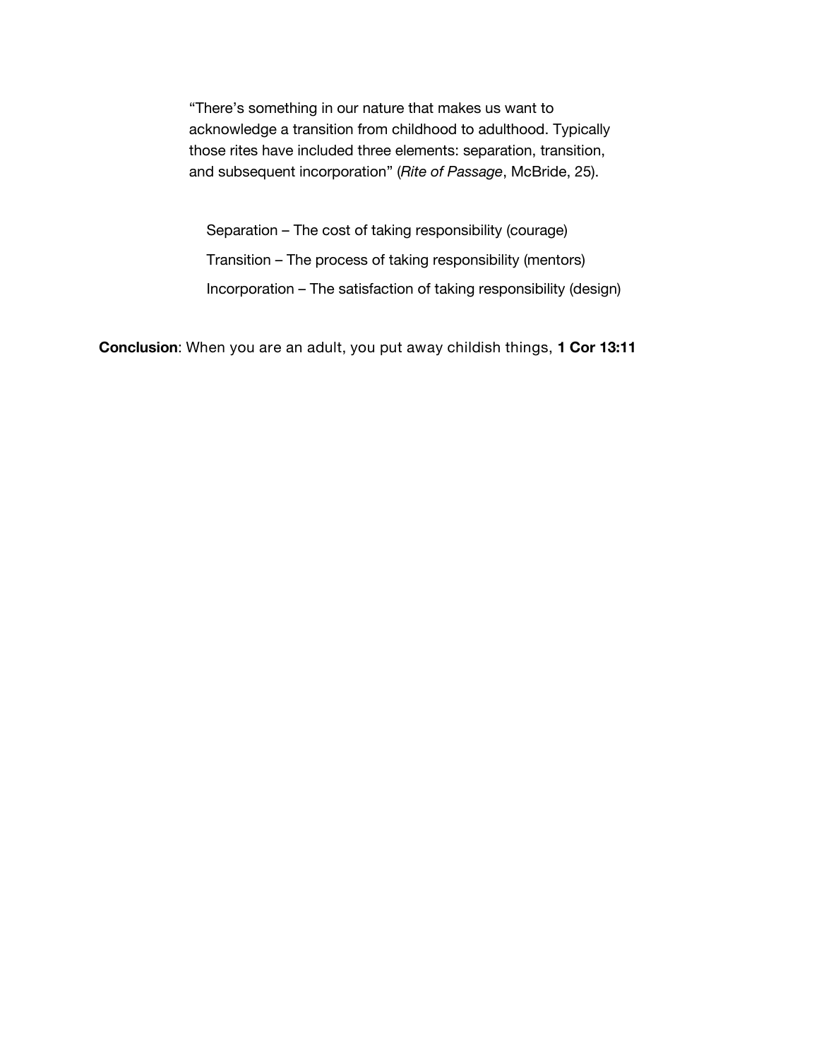> "There's something in our nature that makes us want to acknowledge a transition from childhood to adulthood. Typically those rites have included three elements: separation, transition, and subsequent incorporation" (*Rite of Passage*, McBride, 25).

Separation – The cost of taking responsibility (courage)

Transition – The process of taking responsibility (mentors)

Incorporation – The satisfaction of taking responsibility (design)

**Conclusion**: When you are an adult, you put away childish things, **1 Cor 13:11**